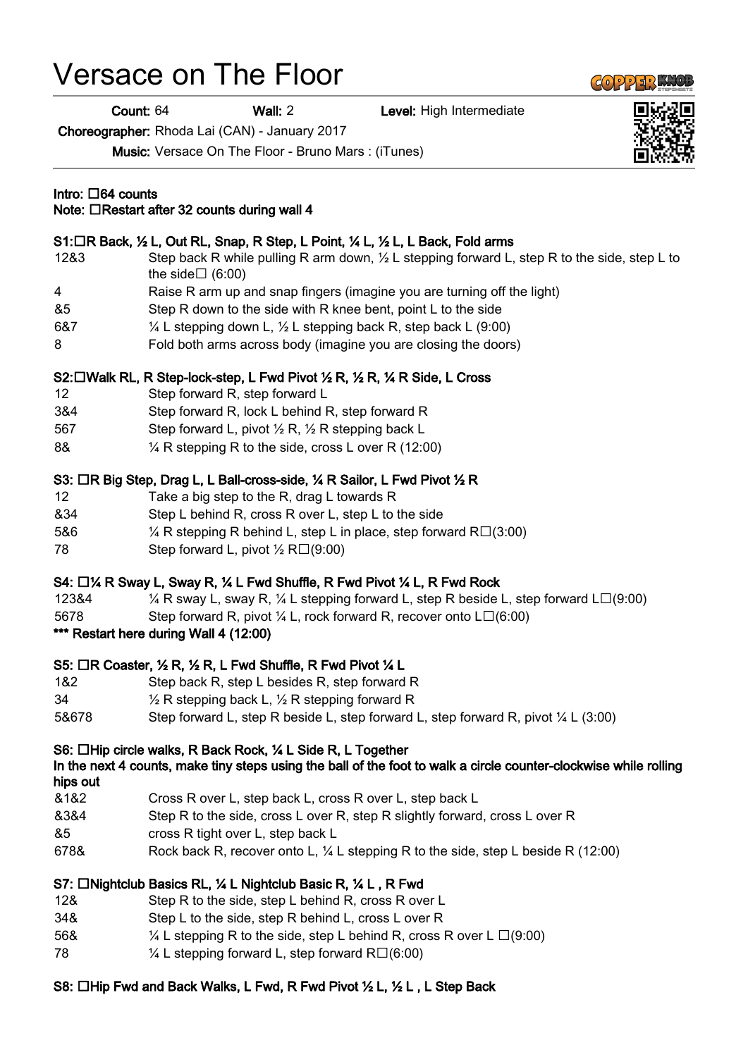# Versace on The Floor

**Count:** 64 **Wall:** 2 **Level:** High Intermediate

**Choreographer:** Rhoda Lai (CAN) - January 2017

**Music:** Versace On The Floor - Bruno Mars : (iTunes)

**Intro: 64 counts**
**Note: Restart after 32 counts during wall 4**

### S1: R Back, ½ L, Out RL, Snap, R Step, L Point, ¼ L, ½ L, L Back, Fold arms

| | |
|---|---|
| 12&3 | Step back R while pulling R arm down, ½ L stepping forward L, step R to the side, step L to the side (6:00) |
| 4 | Raise R arm up and snap fingers (imagine you are turning off the light) |
| &5 | Step R down to the side with R knee bent, point L to the side |
| 6&7 | ¼ L stepping down L, ½ L stepping back R, step back L (9:00) |
| 8 | Fold both arms across body (imagine you are closing the doors) |

### S2: Walk RL, R Step-lock-step, L Fwd Pivot ½ R, ½ R, ¼ R Side, L Cross

| | |
|---|---|
| 12 | Step forward R, step forward L |
| 3&4 | Step forward R, lock L behind R, step forward R |
| 567 | Step forward L, pivot ½ R, ½ R stepping back L |
| 8& | ¼ R stepping R to the side, cross L over R (12:00) |

### S3: R Big Step, Drag L, L Ball-cross-side, ¼ R Sailor, L Fwd Pivot ½ R

| | |
|---|---|
| 12 | Take a big step to the R, drag L towards R |
| &34 | Step L behind R, cross R over L, step L to the side |
| 5&6 | ¼ R stepping R behind L, step L in place, step forward R (3:00) |
| 78 | Step forward L, pivot ½ R (9:00) |

### S4: ¼ R Sway L, Sway R, ¼ L Fwd Shuffle, R Fwd Pivot ¼ L, R Fwd Rock

| | |
|---|---|
| 123&4 | ¼ R sway L, sway R, ¼ L stepping forward L, step R beside L, step forward L (9:00) |
| 5678 | Step forward R, pivot ¼ L, rock forward R, recover onto L (6:00) |

**\*\*\* Restart here during Wall 4 (12:00)**

### S5: R Coaster, ½ R, ½ R, L Fwd Shuffle, R Fwd Pivot ¼ L

| | |
|---|---|
| 1&2 | Step back R, step L besides R, step forward R |
| 34 | ½ R stepping back L, ½ R stepping forward R |
| 5&678 | Step forward L, step R beside L, step forward L, step forward R, pivot ¼ L (3:00) |

### S6: Hip circle walks, R Back Rock, ¼ L Side R, L Together

**In the next 4 counts, make tiny steps using the ball of the foot to walk a circle counter-clockwise while rolling hips out**

| | |
|---|---|
| &1&2 | Cross R over L, step back L, cross R over L, step back L |
| &3&4 | Step R to the side, cross L over R, step R slightly forward, cross L over R |
| &5 | cross R tight over L, step back L |
| 678& | Rock back R, recover onto L, ¼ L stepping R to the side, step L beside R (12:00) |

### S7: Nightclub Basics RL, ¼ L Nightclub Basic R, ¼ L , R Fwd

| | |
|---|---|
| 12& | Step R to the side, step L behind R, cross R over L |
| 34& | Step L to the side, step R behind L, cross L over R |
| 56& | ¼ L stepping R to the side, step L behind R, cross R over L (9:00) |
| 78 | ¼ L stepping forward L, step forward R (6:00) |

### S8: Hip Fwd and Back Walks, L Fwd, R Fwd Pivot ½ L, ½ L , L Step Back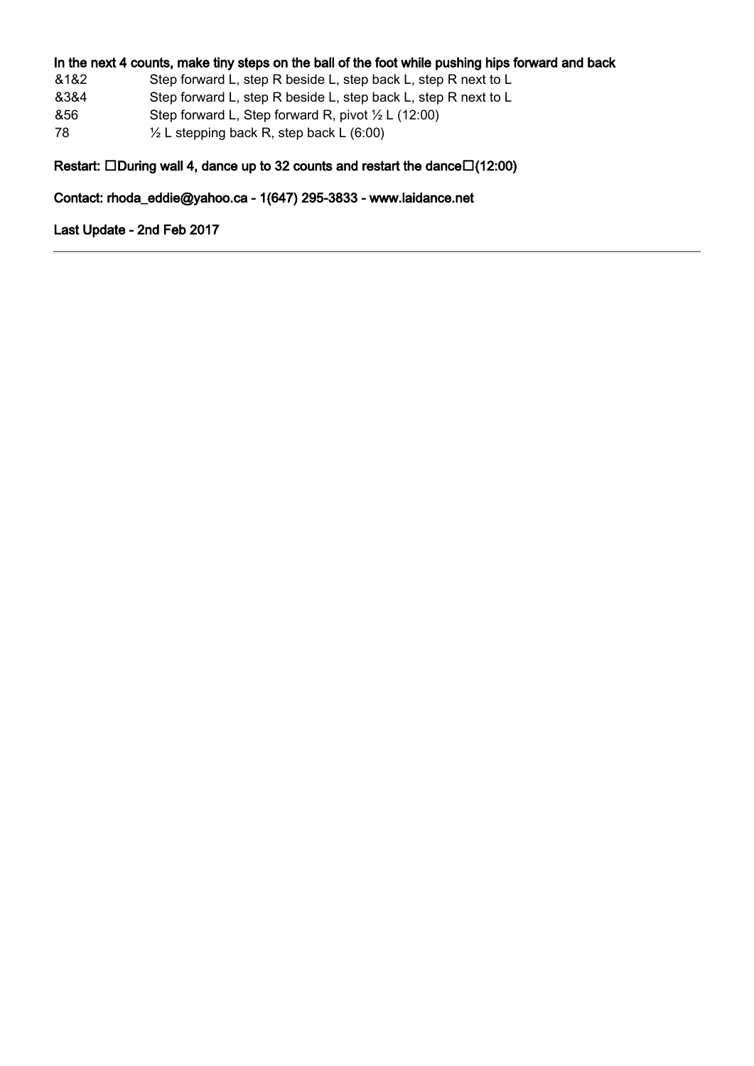**In the next 4 counts, make tiny steps on the ball of the foot while pushing hips forward and back**

| | |
|---|---|
| &1&2 | Step forward L, step R beside L, step back L, step R next to L |
| &3&4 | Step forward L, step R beside L, step back L, step R next to L |
| &56 | Step forward L, Step forward R, pivot ½ L (12:00) |
| 78 | ½ L stepping back R, step back L (6:00) |

**Restart: □During wall 4, dance up to 32 counts and restart the dance□(12:00)**

**Contact: rhoda_eddie@yahoo.ca - 1(647) 295-3833 - www.laidance.net**

**Last Update - 2nd Feb 2017**

---